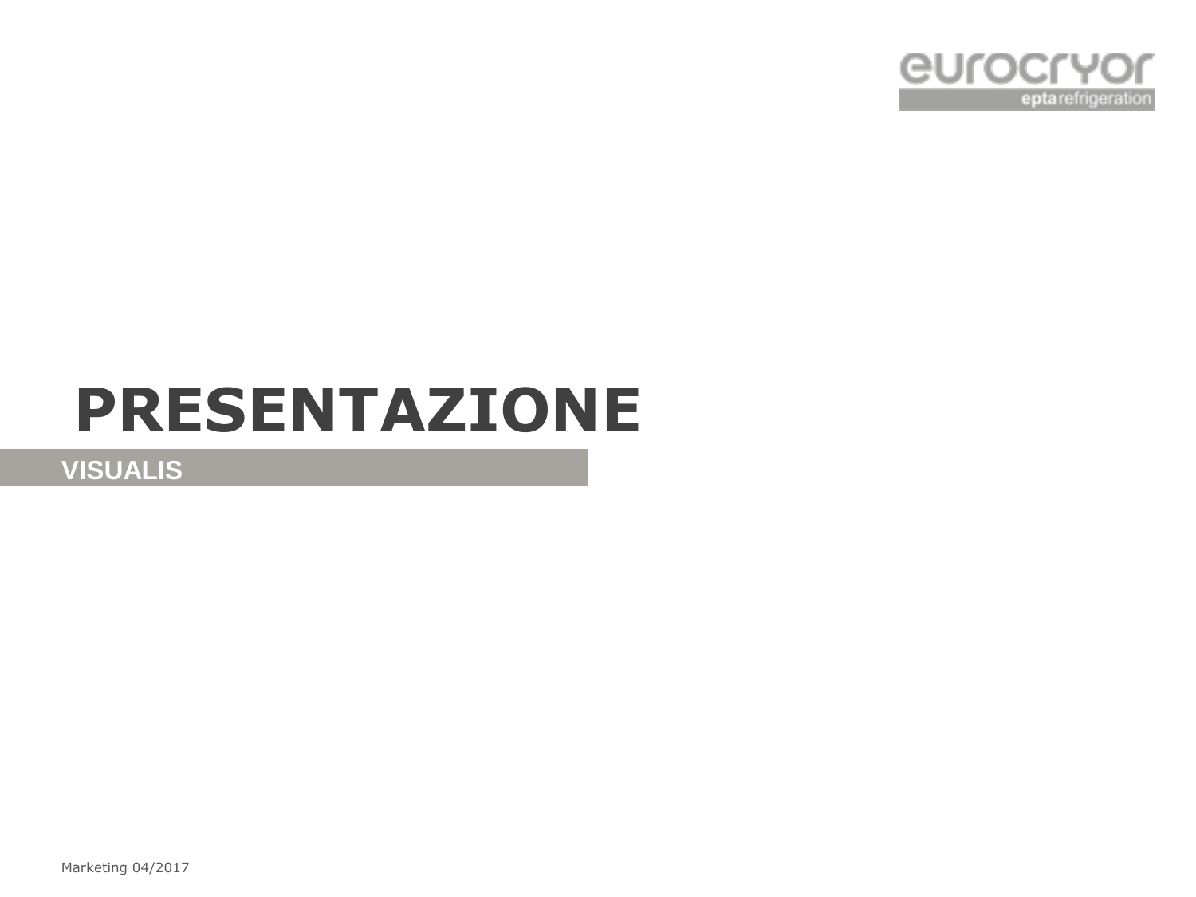# PRESENTAZIONE

## VISUALIS

Marketing 04/2017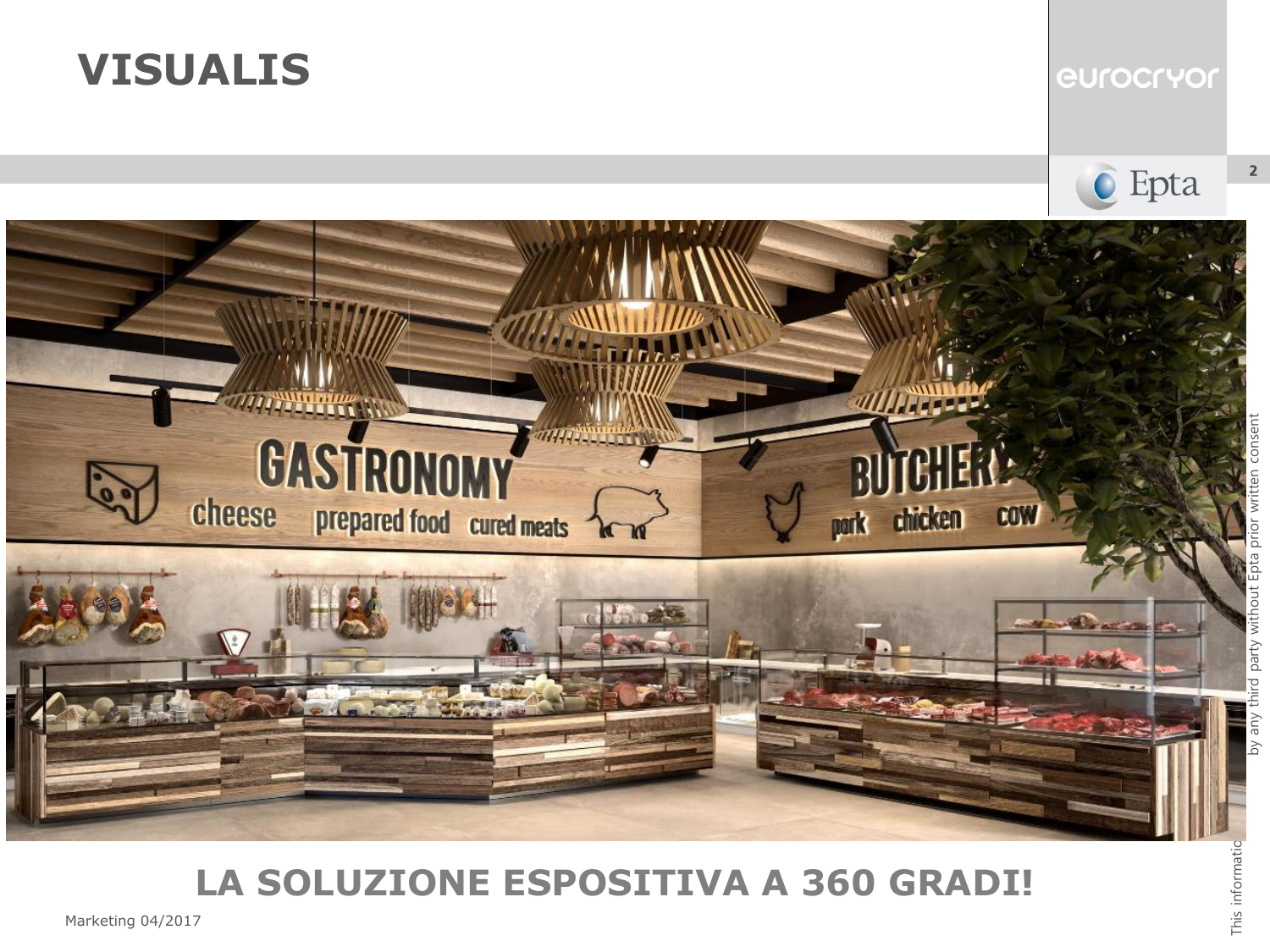# VISUALIS

## LA SOLUZIONE ESPOSITIVA A 360 GRADI!

Marketing 04/2017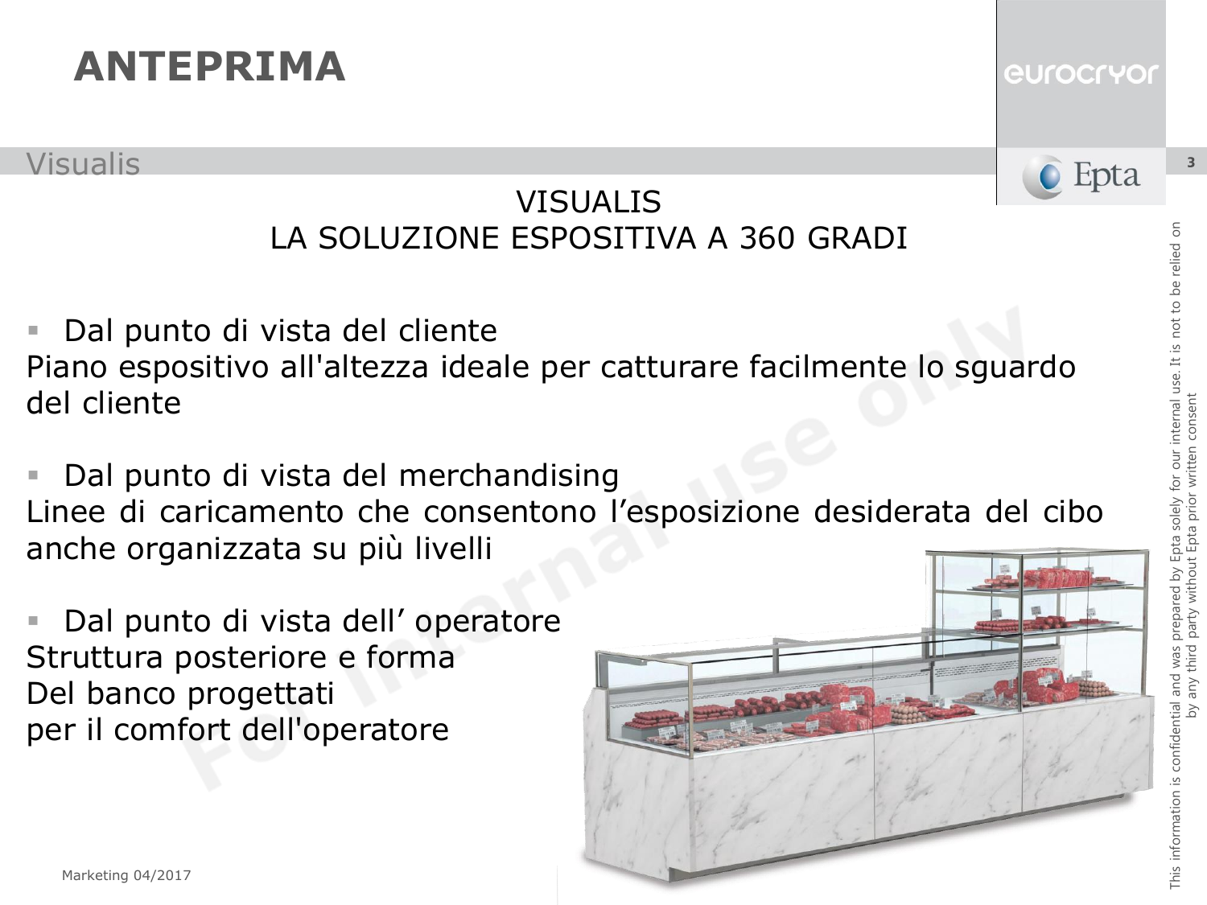# ANTEPRIMA

## Visualis

### VISUALIS
### LA SOLUZIONE ESPOSITIVA A 360 GRADI

- Dal punto di vista del cliente

Piano espositivo all'altezza ideale per catturare facilmente lo sguardo del cliente

- Dal punto di vista del merchandising

Linee di caricamento che consentono l'esposizione desiderata del cibo anche organizzata su più livelli

- Dal punto di vista dell' operatore

Struttura posteriore e forma
Del banco progettati
per il comfort dell'operatore

Marketing 04/2017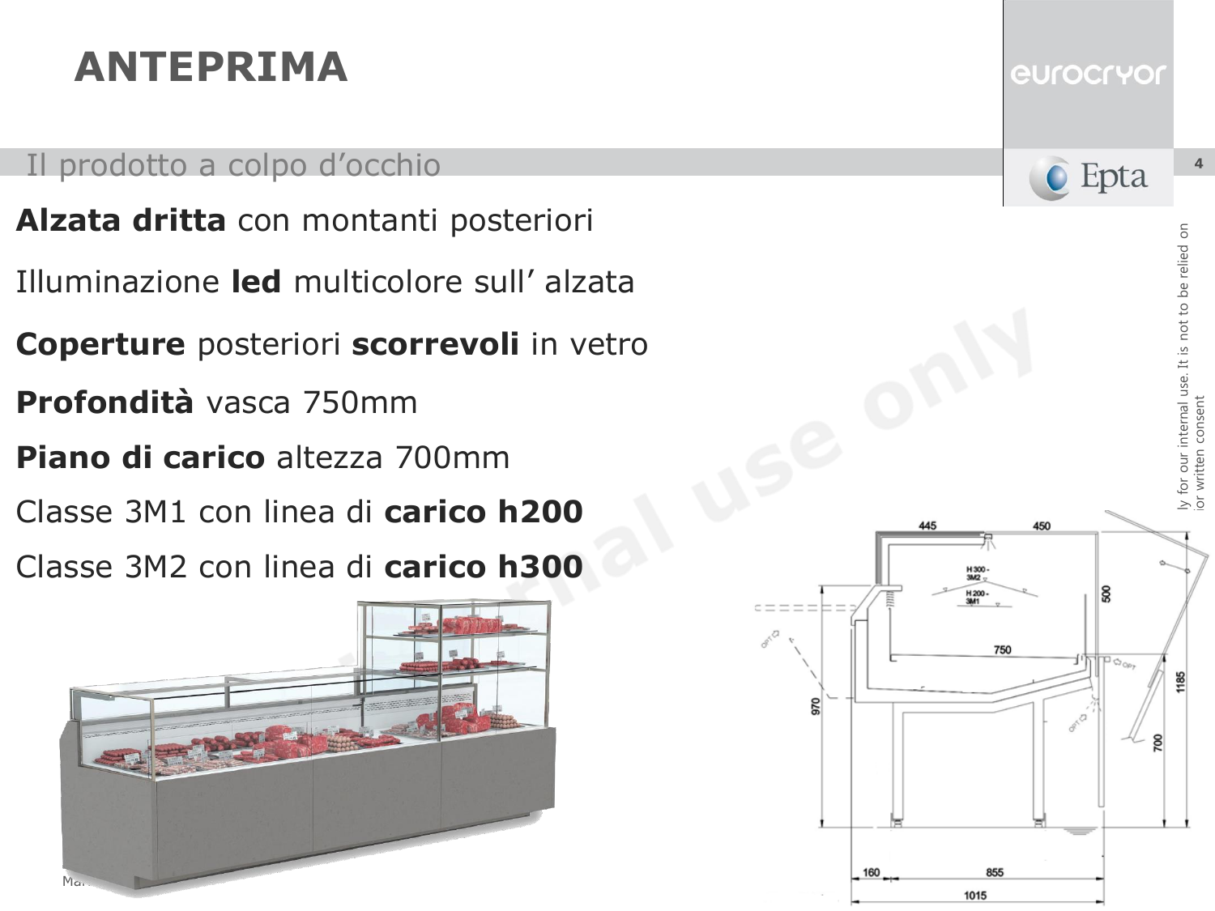# ANTEPRIMA

Il prodotto a colpo d’occhio

**Alzata dritta** con montanti posteriori

Illuminazione **led** multicolore sull’ alzata

**Coperture** posteriori **scorrevoli** in vetro

**Profondità** vasca 750mm

**Piano di carico** altezza 700mm

Classe 3M1 con linea di **carico h200**

Classe 3M2 con linea di **carico h300**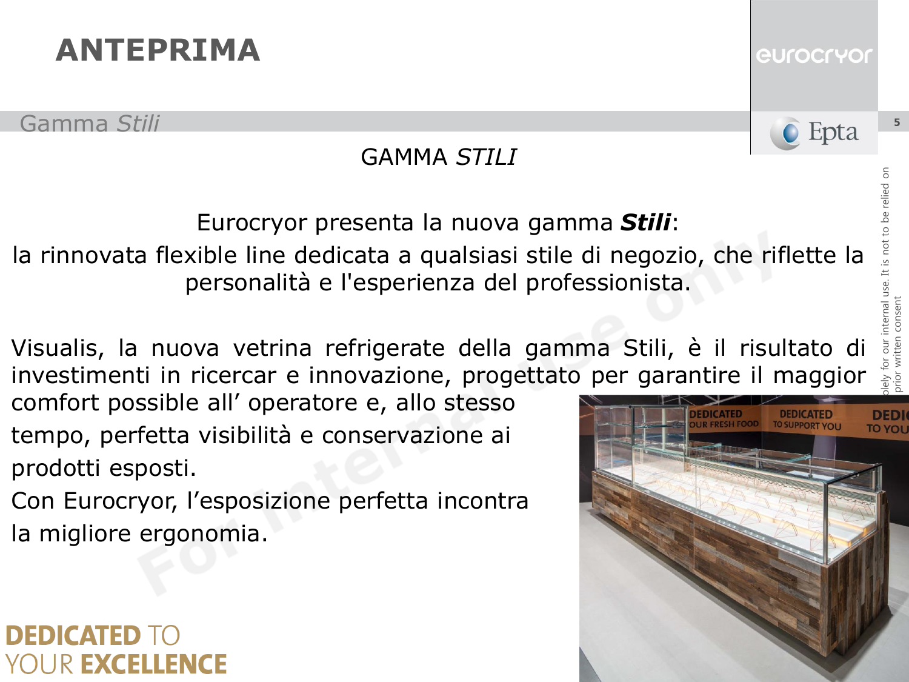# ANTEPRIMA

## Gamma *Stili*

GAMMA *STILI*

Eurocryor presenta la nuova gamma ***Stili***:

la rinnovata flexible line dedicata a qualsiasi stile di negozio, che riflette la personalità e l'esperienza del professionista.

Visualis, la nuova vetrina refrigerate della gamma Stili, è il risultato di investimenti in ricercar e innovazione, progettato per garantire il maggior comfort possible all' operatore e, allo stesso tempo, perfetta visibilità e conservazione ai prodotti esposti.

Con Eurocryor, l'esposizione perfetta incontra la migliore ergonomia.

**DEDICATED** TO
YOUR **EXCELLENCE**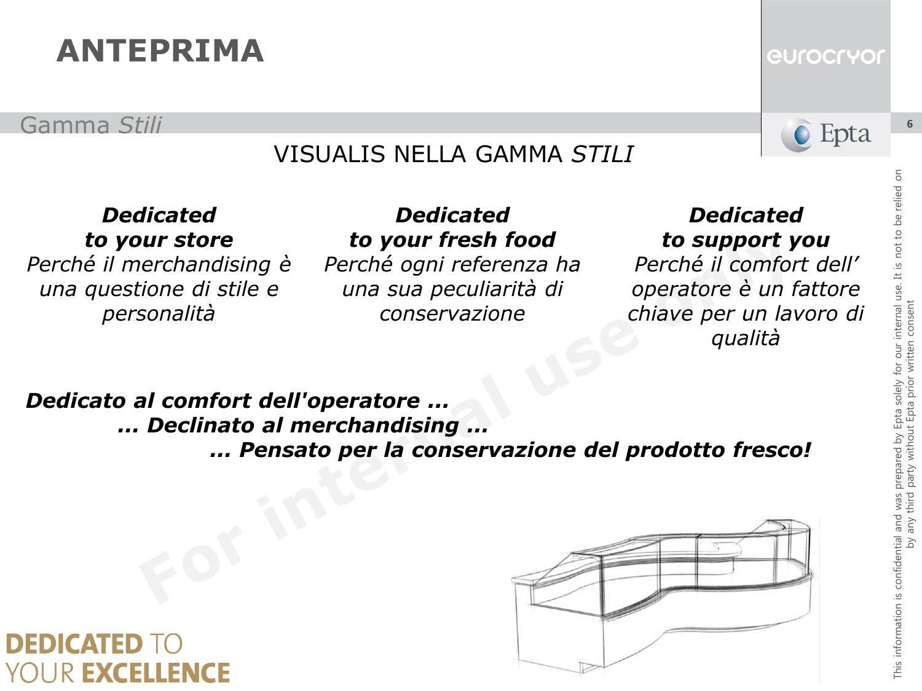# ANTEPRIMA

## Gamma *Stili*

VISUALIS NELLA GAMMA *STILI*

***Dedicated to your store***
*Perché il merchandising è una questione di stile e personalità*

***Dedicated to your fresh food***
*Perché ogni referenza ha una sua peculiarità di conservazione*

***Dedicated to support you***
*Perché il comfort dell' operatore è un fattore chiave per un lavoro di qualità*

***Dedicato al comfort dell'operatore ...***
***... Declinato al merchandising ...***
***... Pensato per la conservazione del prodotto fresco!***

**DEDICATED** TO
YOUR **EXCELLENCE**

This information is confidential and was prepared by Epta solely for our internal use. It is not to be relied on by any third party without Epta prior written consent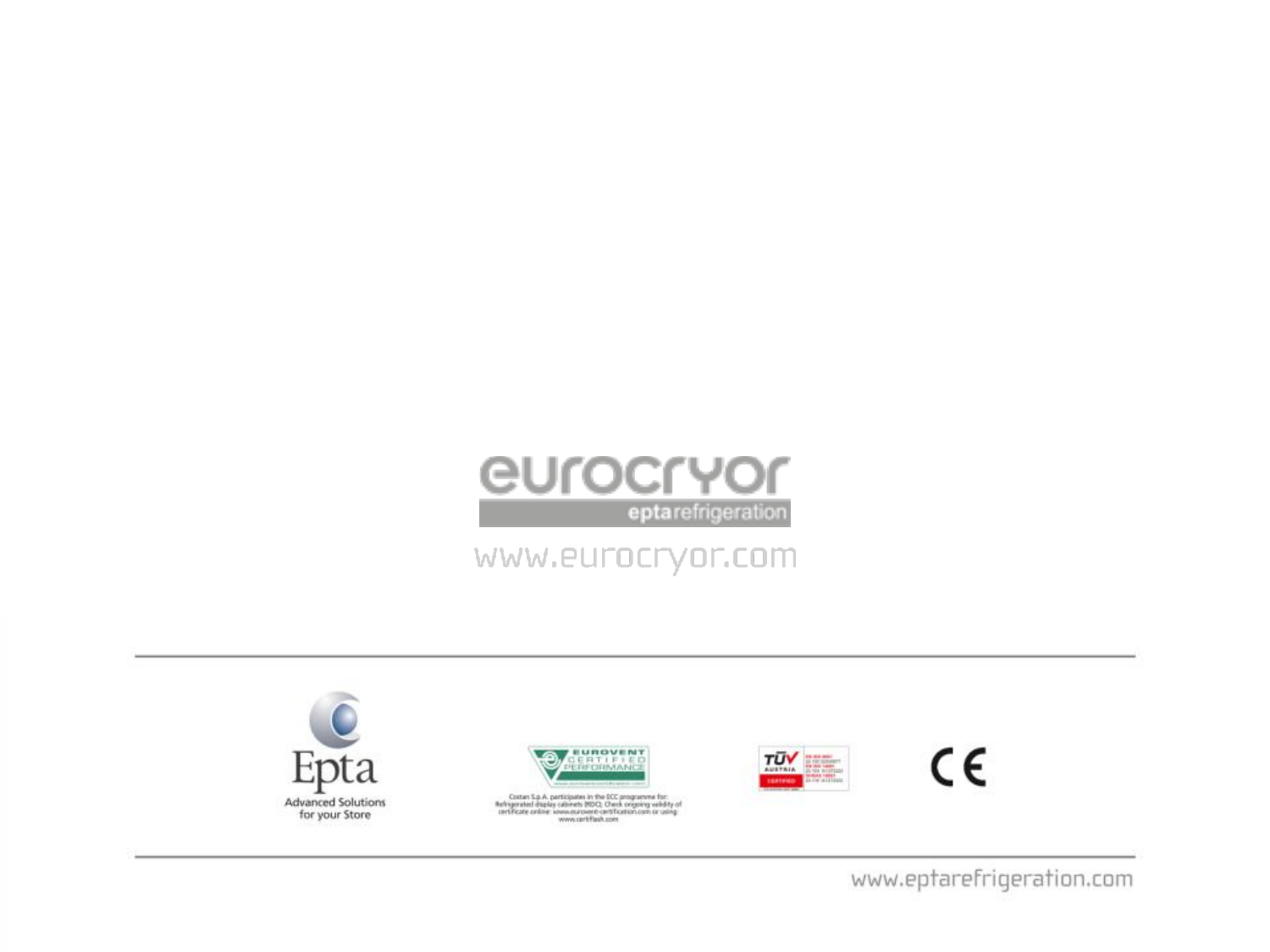eurocryor

eptarefrigeration

www.eurocryor.com

Epta

Advanced Solutions
for your Store

EUROVENT CERTIFIED PERFORMANCE

Costan S.p.A. participates in the ECC programme for: Refrigerated display cabinets (RDC). Check ongoing validity of certificate online: www.eurovent-certification.com or using www.certiflash.com

TÜV AUSTRIA CERTIFIED

CE

www.eptarefrigeration.com